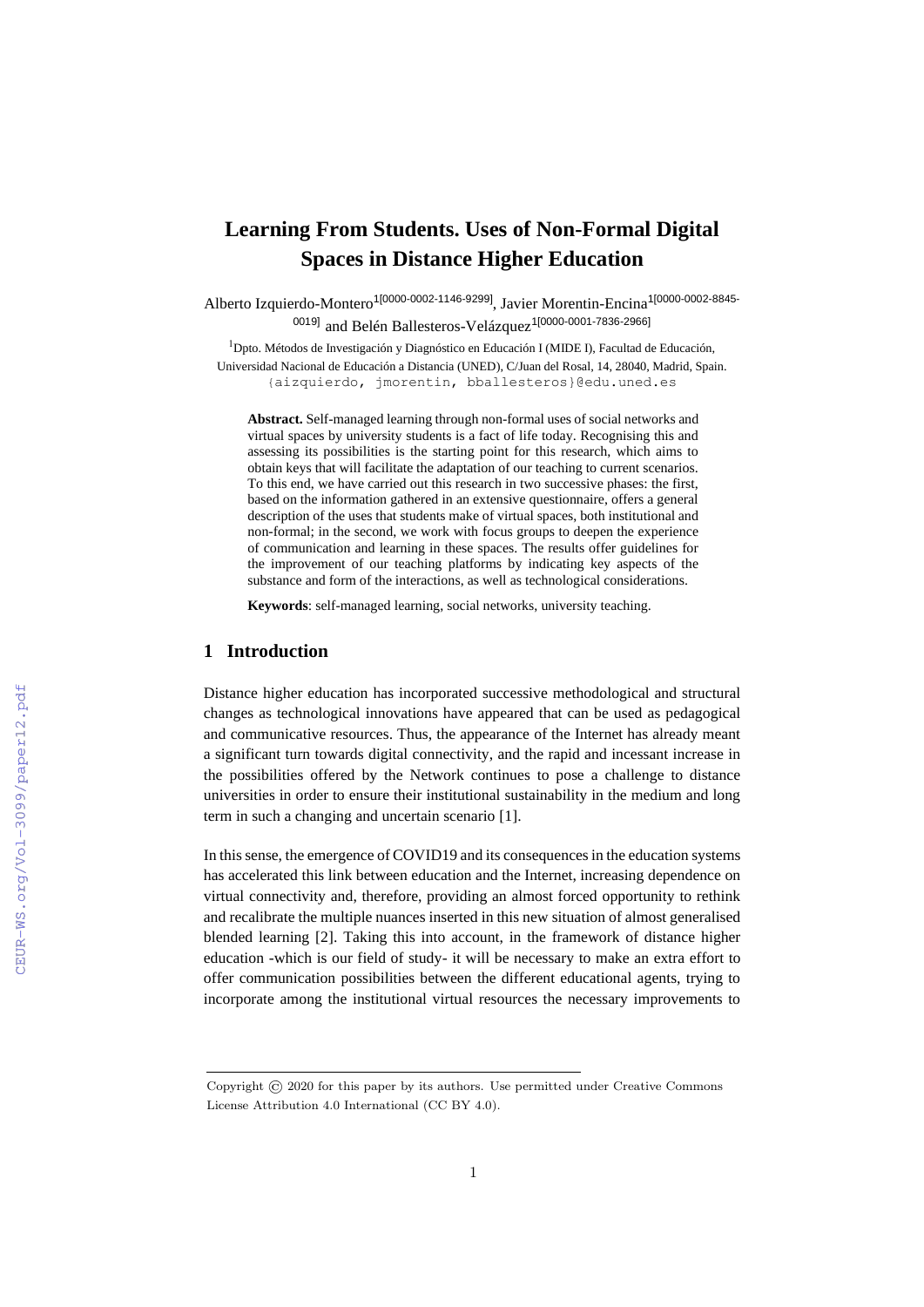# Learning From Students. Uses of Non-Formal Digital Spaces in Distance Higher Education

Alberto Izquierdo-Montero[1[0000-0002-1146-9299]], Javier Morentin-Encina[1[0000-0002-8845-0019]] and Belén Ballesteros-Velázquez[1[0000-0001-7836-2966]]

[1]Dpto. Métodos de Investigación y Diagnóstico en Educación I (MIDE I), Facultad de Educación, Universidad Nacional de Educación a Distancia (UNED), C/Juan del Rosal, 14, 28040, Madrid, Spain.
{aizquierdo, jmorentin, bballesteros}@edu.uned.es

**Abstract.** Self-managed learning through non-formal uses of social networks and virtual spaces by university students is a fact of life today. Recognising this and assessing its possibilities is the starting point for this research, which aims to obtain keys that will facilitate the adaptation of our teaching to current scenarios. To this end, we have carried out this research in two successive phases: the first, based on the information gathered in an extensive questionnaire, offers a general description of the uses that students make of virtual spaces, both institutional and non-formal; in the second, we work with focus groups to deepen the experience of communication and learning in these spaces. The results offer guidelines for the improvement of our teaching platforms by indicating key aspects of the substance and form of the interactions, as well as technological considerations.

**Keywords**: self-managed learning, social networks, university teaching.

## 1 Introduction

Distance higher education has incorporated successive methodological and structural changes as technological innovations have appeared that can be used as pedagogical and communicative resources. Thus, the appearance of the Internet has already meant a significant turn towards digital connectivity, and the rapid and incessant increase in the possibilities offered by the Network continues to pose a challenge to distance universities in order to ensure their institutional sustainability in the medium and long term in such a changing and uncertain scenario [1].

In this sense, the emergence of COVID19 and its consequences in the education systems has accelerated this link between education and the Internet, increasing dependence on virtual connectivity and, therefore, providing an almost forced opportunity to rethink and recalibrate the multiple nuances inserted in this new situation of almost generalised blended learning [2]. Taking this into account, in the framework of distance higher education -which is our field of study- it will be necessary to make an extra effort to offer communication possibilities between the different educational agents, trying to incorporate among the institutional virtual resources the necessary improvements to

Copyright © 2020 for this paper by its authors. Use permitted under Creative Commons License Attribution 4.0 International (CC BY 4.0).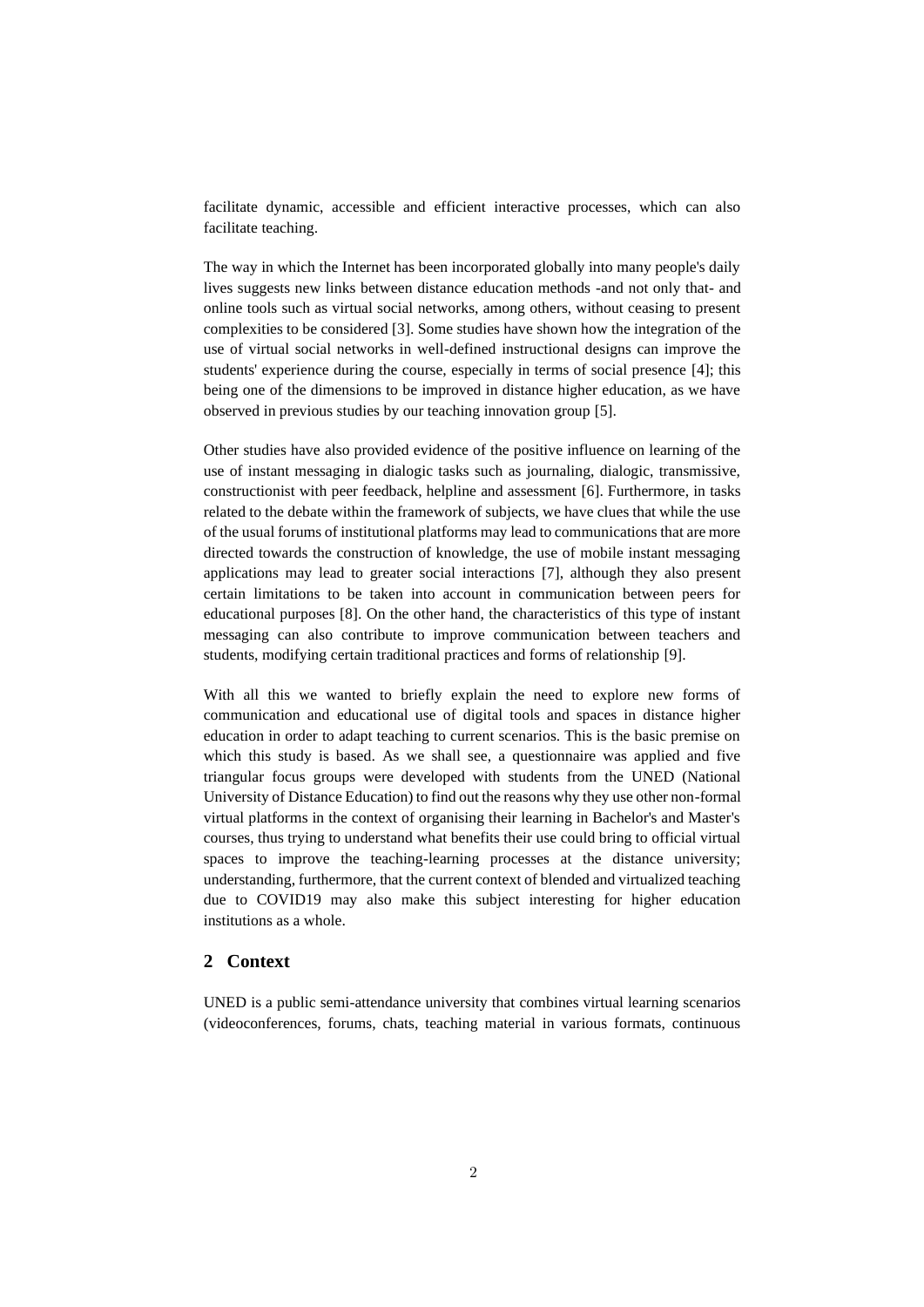facilitate dynamic, accessible and efficient interactive processes, which can also facilitate teaching.

The way in which the Internet has been incorporated globally into many people's daily lives suggests new links between distance education methods -and not only that- and online tools such as virtual social networks, among others, without ceasing to present complexities to be considered [3]. Some studies have shown how the integration of the use of virtual social networks in well-defined instructional designs can improve the students' experience during the course, especially in terms of social presence [4]; this being one of the dimensions to be improved in distance higher education, as we have observed in previous studies by our teaching innovation group [5].

Other studies have also provided evidence of the positive influence on learning of the use of instant messaging in dialogic tasks such as journaling, dialogic, transmissive, constructionist with peer feedback, helpline and assessment [6]. Furthermore, in tasks related to the debate within the framework of subjects, we have clues that while the use of the usual forums of institutional platforms may lead to communications that are more directed towards the construction of knowledge, the use of mobile instant messaging applications may lead to greater social interactions [7], although they also present certain limitations to be taken into account in communication between peers for educational purposes [8]. On the other hand, the characteristics of this type of instant messaging can also contribute to improve communication between teachers and students, modifying certain traditional practices and forms of relationship [9].

With all this we wanted to briefly explain the need to explore new forms of communication and educational use of digital tools and spaces in distance higher education in order to adapt teaching to current scenarios. This is the basic premise on which this study is based. As we shall see, a questionnaire was applied and five triangular focus groups were developed with students from the UNED (National University of Distance Education) to find out the reasons why they use other non-formal virtual platforms in the context of organising their learning in Bachelor's and Master's courses, thus trying to understand what benefits their use could bring to official virtual spaces to improve the teaching-learning processes at the distance university; understanding, furthermore, that the current context of blended and virtualized teaching due to COVID19 may also make this subject interesting for higher education institutions as a whole.

## 2 Context

UNED is a public semi-attendance university that combines virtual learning scenarios (videoconferences, forums, chats, teaching material in various formats, continuous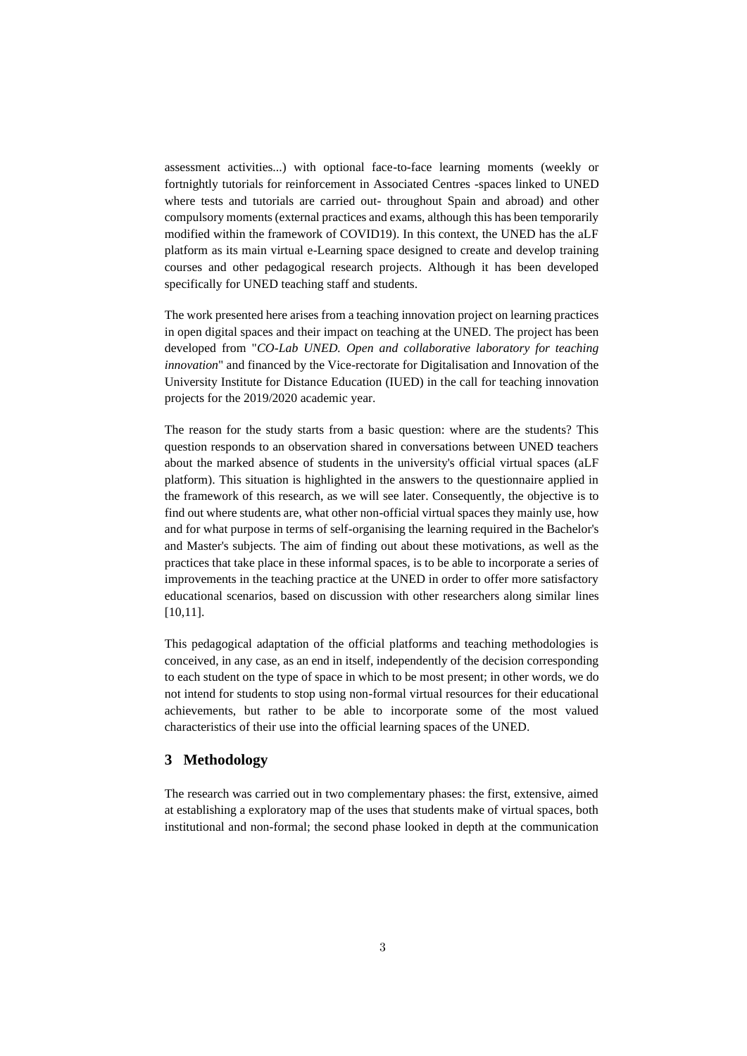assessment activities...) with optional face-to-face learning moments (weekly or fortnightly tutorials for reinforcement in Associated Centres -spaces linked to UNED where tests and tutorials are carried out- throughout Spain and abroad) and other compulsory moments (external practices and exams, although this has been temporarily modified within the framework of COVID19). In this context, the UNED has the aLF platform as its main virtual e-Learning space designed to create and develop training courses and other pedagogical research projects. Although it has been developed specifically for UNED teaching staff and students.

The work presented here arises from a teaching innovation project on learning practices in open digital spaces and their impact on teaching at the UNED. The project has been developed from "*CO-Lab UNED. Open and collaborative laboratory for teaching innovation*" and financed by the Vice-rectorate for Digitalisation and Innovation of the University Institute for Distance Education (IUED) in the call for teaching innovation projects for the 2019/2020 academic year.

The reason for the study starts from a basic question: where are the students? This question responds to an observation shared in conversations between UNED teachers about the marked absence of students in the university's official virtual spaces (aLF platform). This situation is highlighted in the answers to the questionnaire applied in the framework of this research, as we will see later. Consequently, the objective is to find out where students are, what other non-official virtual spaces they mainly use, how and for what purpose in terms of self-organising the learning required in the Bachelor's and Master's subjects. The aim of finding out about these motivations, as well as the practices that take place in these informal spaces, is to be able to incorporate a series of improvements in the teaching practice at the UNED in order to offer more satisfactory educational scenarios, based on discussion with other researchers along similar lines [10,11].

This pedagogical adaptation of the official platforms and teaching methodologies is conceived, in any case, as an end in itself, independently of the decision corresponding to each student on the type of space in which to be most present; in other words, we do not intend for students to stop using non-formal virtual resources for their educational achievements, but rather to be able to incorporate some of the most valued characteristics of their use into the official learning spaces of the UNED.

## 3 Methodology

The research was carried out in two complementary phases: the first, extensive, aimed at establishing a exploratory map of the uses that students make of virtual spaces, both institutional and non-formal; the second phase looked in depth at the communication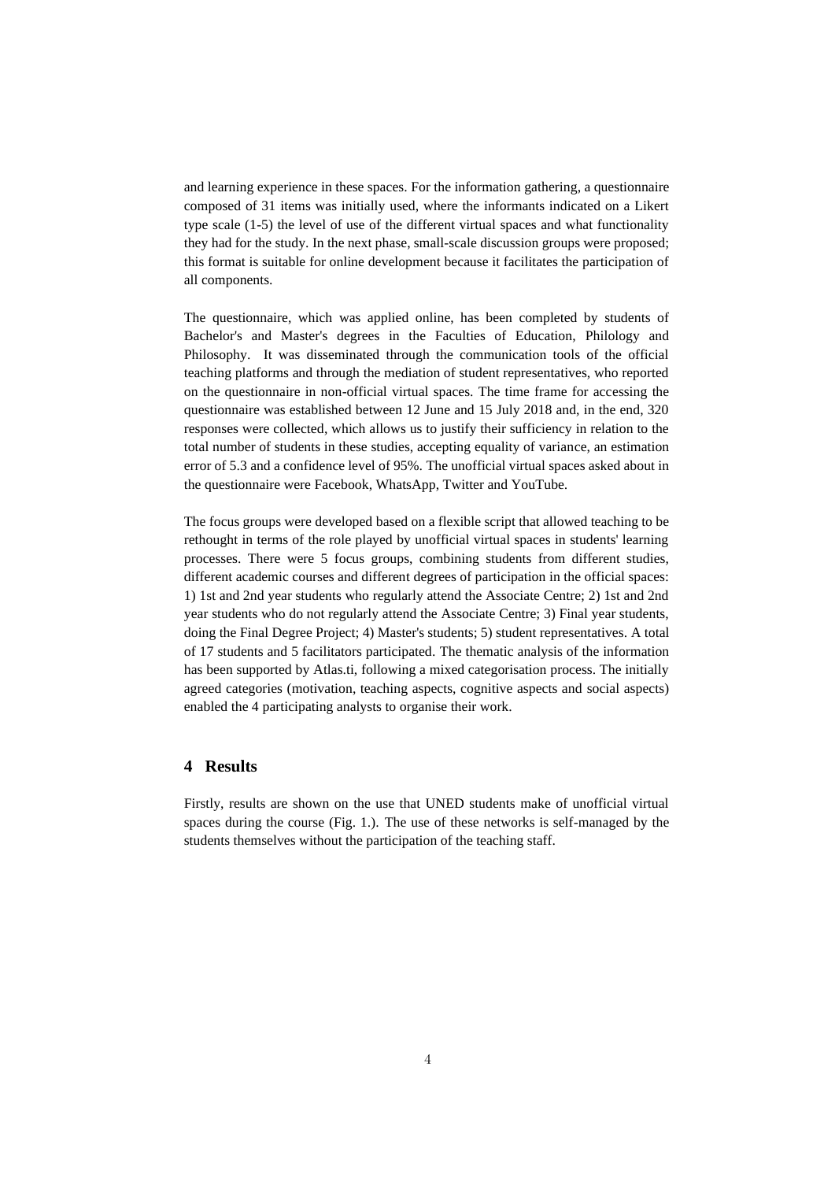and learning experience in these spaces. For the information gathering, a questionnaire composed of 31 items was initially used, where the informants indicated on a Likert type scale (1-5) the level of use of the different virtual spaces and what functionality they had for the study. In the next phase, small-scale discussion groups were proposed; this format is suitable for online development because it facilitates the participation of all components.

The questionnaire, which was applied online, has been completed by students of Bachelor's and Master's degrees in the Faculties of Education, Philology and Philosophy. It was disseminated through the communication tools of the official teaching platforms and through the mediation of student representatives, who reported on the questionnaire in non-official virtual spaces. The time frame for accessing the questionnaire was established between 12 June and 15 July 2018 and, in the end, 320 responses were collected, which allows us to justify their sufficiency in relation to the total number of students in these studies, accepting equality of variance, an estimation error of 5.3 and a confidence level of 95%. The unofficial virtual spaces asked about in the questionnaire were Facebook, WhatsApp, Twitter and YouTube.

The focus groups were developed based on a flexible script that allowed teaching to be rethought in terms of the role played by unofficial virtual spaces in students' learning processes. There were 5 focus groups, combining students from different studies, different academic courses and different degrees of participation in the official spaces: 1) 1st and 2nd year students who regularly attend the Associate Centre; 2) 1st and 2nd year students who do not regularly attend the Associate Centre; 3) Final year students, doing the Final Degree Project; 4) Master's students; 5) student representatives. A total of 17 students and 5 facilitators participated. The thematic analysis of the information has been supported by Atlas.ti, following a mixed categorisation process. The initially agreed categories (motivation, teaching aspects, cognitive aspects and social aspects) enabled the 4 participating analysts to organise their work.

## 4 Results

Firstly, results are shown on the use that UNED students make of unofficial virtual spaces during the course (Fig. 1.). The use of these networks is self-managed by the students themselves without the participation of the teaching staff.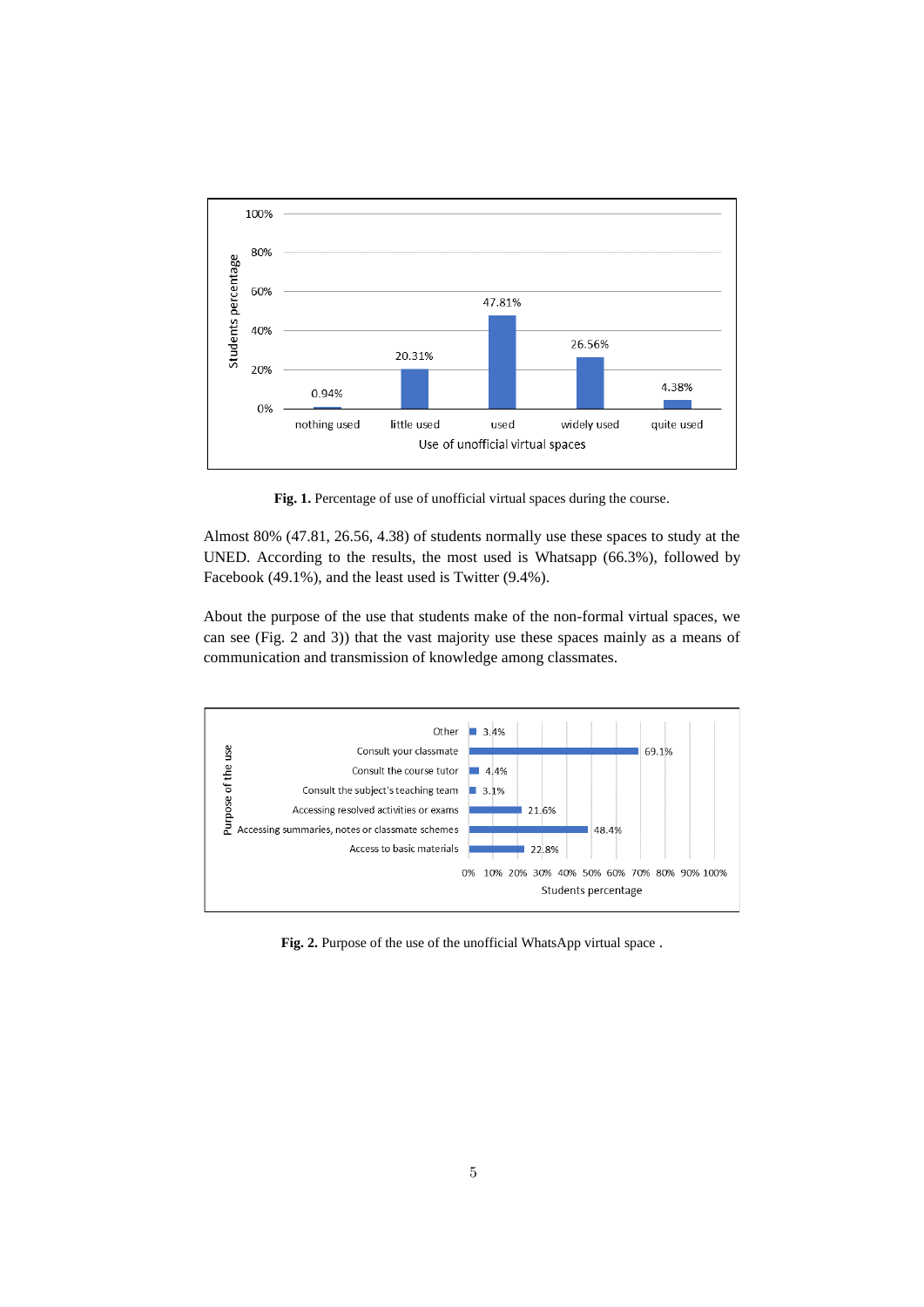**Fig. 1.** Percentage of use of unofficial virtual spaces during the course.

Almost 80% (47.81, 26.56, 4.38) of students normally use these spaces to study at the UNED. According to the results, the most used is Whatsapp (66.3%), followed by Facebook (49.1%), and the least used is Twitter (9.4%).

About the purpose of the use that students make of the non-formal virtual spaces, we can see (Fig. 2 and 3)) that the vast majority use these spaces mainly as a means of communication and transmission of knowledge among classmates.

**Fig. 2.** Purpose of the use of the unofficial WhatsApp virtual space .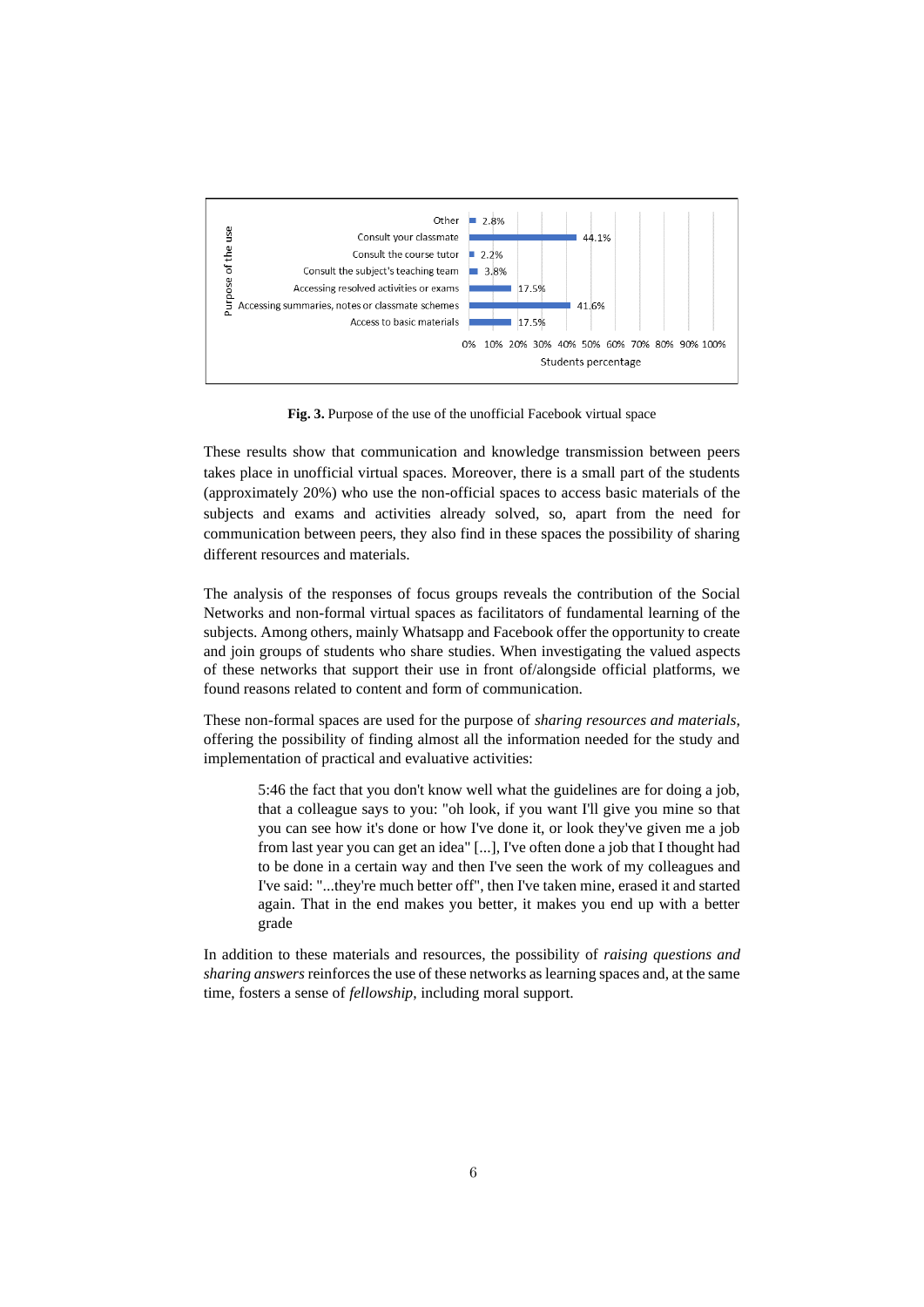| Purpose of the use | Students percentage |
|---|---|
| Other | 2.8% |
| Consult your classmate | 44.1% |
| Consult the course tutor | 2.2% |
| Consult the subject's teaching team | 3.8% |
| Accessing resolved activities or exams | 17.5% |
| Accessing summaries, notes or classmate schemes | 41.6% |
| Access to basic materials | 17.5% |

**Fig. 3.** Purpose of the use of the unofficial Facebook virtual space

These results show that communication and knowledge transmission between peers takes place in unofficial virtual spaces. Moreover, there is a small part of the students (approximately 20%) who use the non-official spaces to access basic materials of the subjects and exams and activities already solved, so, apart from the need for communication between peers, they also find in these spaces the possibility of sharing different resources and materials.

The analysis of the responses of focus groups reveals the contribution of the Social Networks and non-formal virtual spaces as facilitators of fundamental learning of the subjects. Among others, mainly Whatsapp and Facebook offer the opportunity to create and join groups of students who share studies. When investigating the valued aspects of these networks that support their use in front of/alongside official platforms, we found reasons related to content and form of communication.

These non-formal spaces are used for the purpose of *sharing resources and materials*, offering the possibility of finding almost all the information needed for the study and implementation of practical and evaluative activities:

> 5:46 the fact that you don't know well what the guidelines are for doing a job, that a colleague says to you: "oh look, if you want I'll give you mine so that you can see how it's done or how I've done it, or look they've given me a job from last year you can get an idea" [...], I've often done a job that I thought had to be done in a certain way and then I've seen the work of my colleagues and I've said: "...they're much better off", then I've taken mine, erased it and started again. That in the end makes you better, it makes you end up with a better grade

In addition to these materials and resources, the possibility of *raising questions and sharing answers* reinforces the use of these networks as learning spaces and, at the same time, fosters a sense of *fellowship*, including moral support.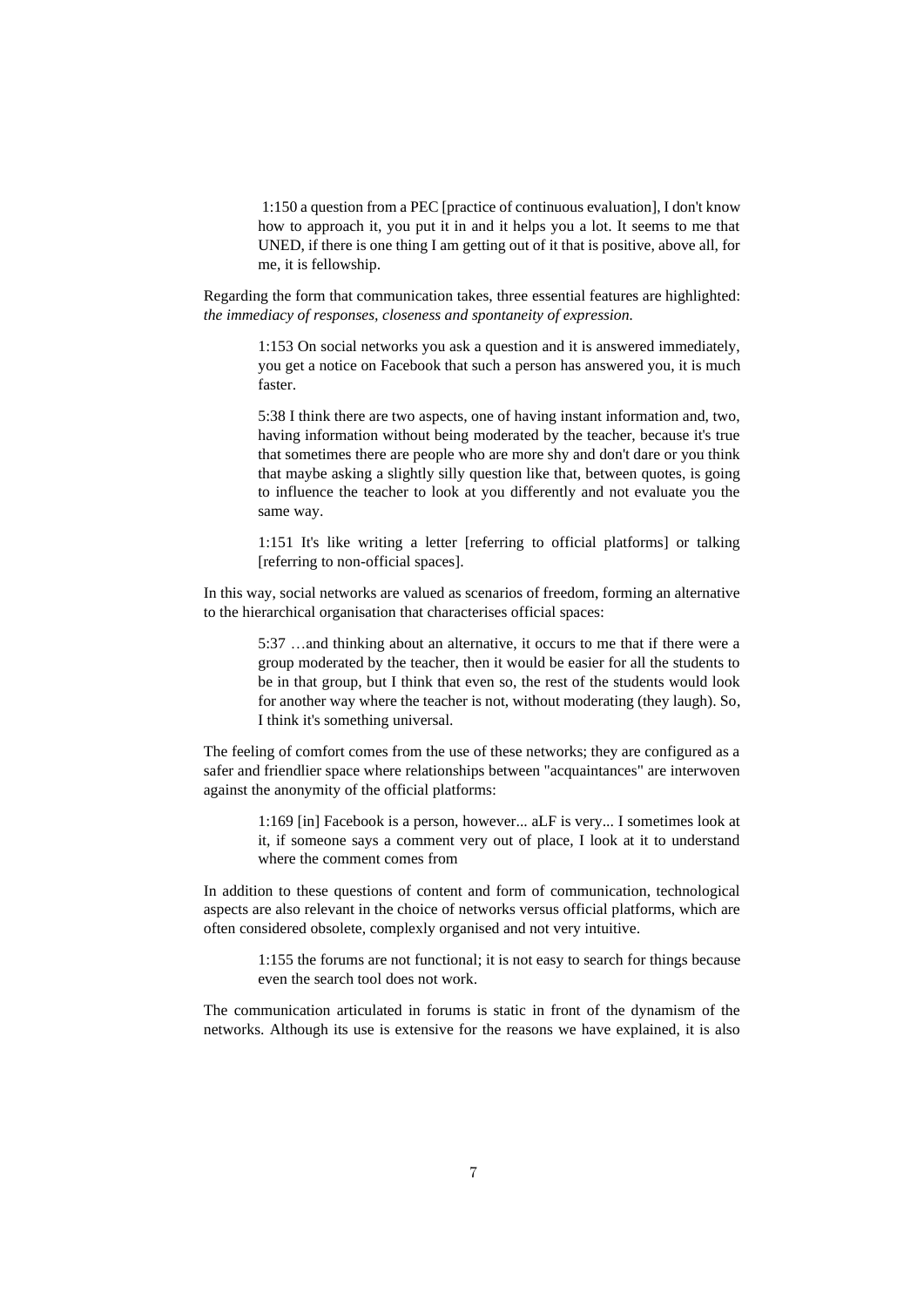> 1:150 a question from a PEC [practice of continuous evaluation], I don't know how to approach it, you put it in and it helps you a lot. It seems to me that UNED, if there is one thing I am getting out of it that is positive, above all, for me, it is fellowship.

Regarding the form that communication takes, three essential features are highlighted: *the immediacy of responses, closeness and spontaneity of expression.*

> 1:153 On social networks you ask a question and it is answered immediately, you get a notice on Facebook that such a person has answered you, it is much faster.
>
> 5:38 I think there are two aspects, one of having instant information and, two, having information without being moderated by the teacher, because it's true that sometimes there are people who are more shy and don't dare or you think that maybe asking a slightly silly question like that, between quotes, is going to influence the teacher to look at you differently and not evaluate you the same way.
>
> 1:151 It's like writing a letter [referring to official platforms] or talking [referring to non-official spaces].

In this way, social networks are valued as scenarios of freedom, forming an alternative to the hierarchical organisation that characterises official spaces:

> 5:37 …and thinking about an alternative, it occurs to me that if there were a group moderated by the teacher, then it would be easier for all the students to be in that group, but I think that even so, the rest of the students would look for another way where the teacher is not, without moderating (they laugh). So, I think it's something universal.

The feeling of comfort comes from the use of these networks; they are configured as a safer and friendlier space where relationships between "acquaintances" are interwoven against the anonymity of the official platforms:

> 1:169 [in] Facebook is a person, however... aLF is very... I sometimes look at it, if someone says a comment very out of place, I look at it to understand where the comment comes from

In addition to these questions of content and form of communication, technological aspects are also relevant in the choice of networks versus official platforms, which are often considered obsolete, complexly organised and not very intuitive.

> 1:155 the forums are not functional; it is not easy to search for things because even the search tool does not work.

The communication articulated in forums is static in front of the dynamism of the networks. Although its use is extensive for the reasons we have explained, it is also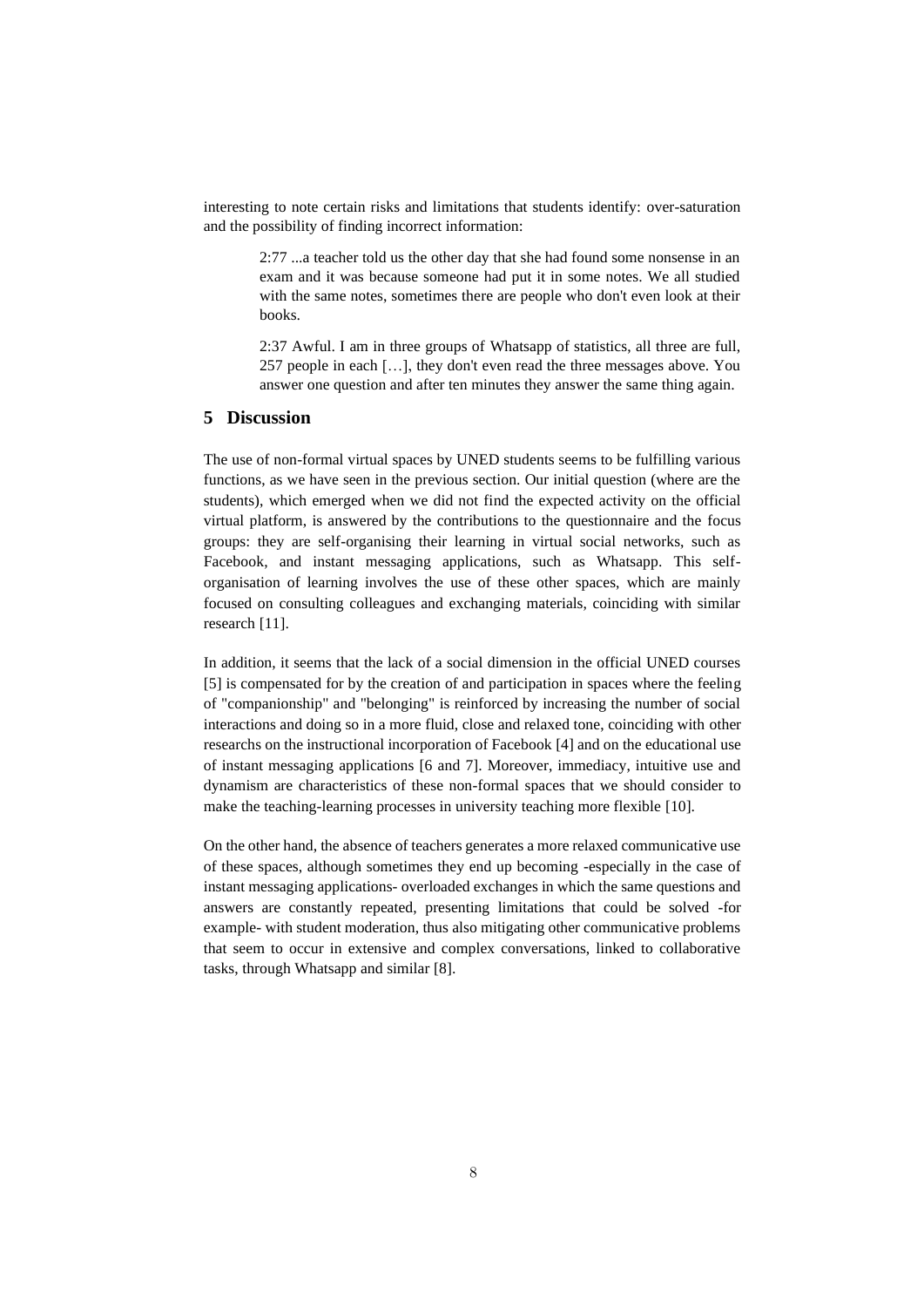interesting to note certain risks and limitations that students identify: over-saturation and the possibility of finding incorrect information:

> 2:77 ...a teacher told us the other day that she had found some nonsense in an exam and it was because someone had put it in some notes. We all studied with the same notes, sometimes there are people who don't even look at their books.

> 2:37 Awful. I am in three groups of Whatsapp of statistics, all three are full, 257 people in each […], they don't even read the three messages above. You answer one question and after ten minutes they answer the same thing again.

## 5 Discussion

The use of non-formal virtual spaces by UNED students seems to be fulfilling various functions, as we have seen in the previous section. Our initial question (where are the students), which emerged when we did not find the expected activity on the official virtual platform, is answered by the contributions to the questionnaire and the focus groups: they are self-organising their learning in virtual social networks, such as Facebook, and instant messaging applications, such as Whatsapp. This self-organisation of learning involves the use of these other spaces, which are mainly focused on consulting colleagues and exchanging materials, coinciding with similar research [11].

In addition, it seems that the lack of a social dimension in the official UNED courses [5] is compensated for by the creation of and participation in spaces where the feeling of "companionship" and "belonging" is reinforced by increasing the number of social interactions and doing so in a more fluid, close and relaxed tone, coinciding with other researchs on the instructional incorporation of Facebook [4] and on the educational use of instant messaging applications [6 and 7]. Moreover, immediacy, intuitive use and dynamism are characteristics of these non-formal spaces that we should consider to make the teaching-learning processes in university teaching more flexible [10].

On the other hand, the absence of teachers generates a more relaxed communicative use of these spaces, although sometimes they end up becoming -especially in the case of instant messaging applications- overloaded exchanges in which the same questions and answers are constantly repeated, presenting limitations that could be solved -for example- with student moderation, thus also mitigating other communicative problems that seem to occur in extensive and complex conversations, linked to collaborative tasks, through Whatsapp and similar [8].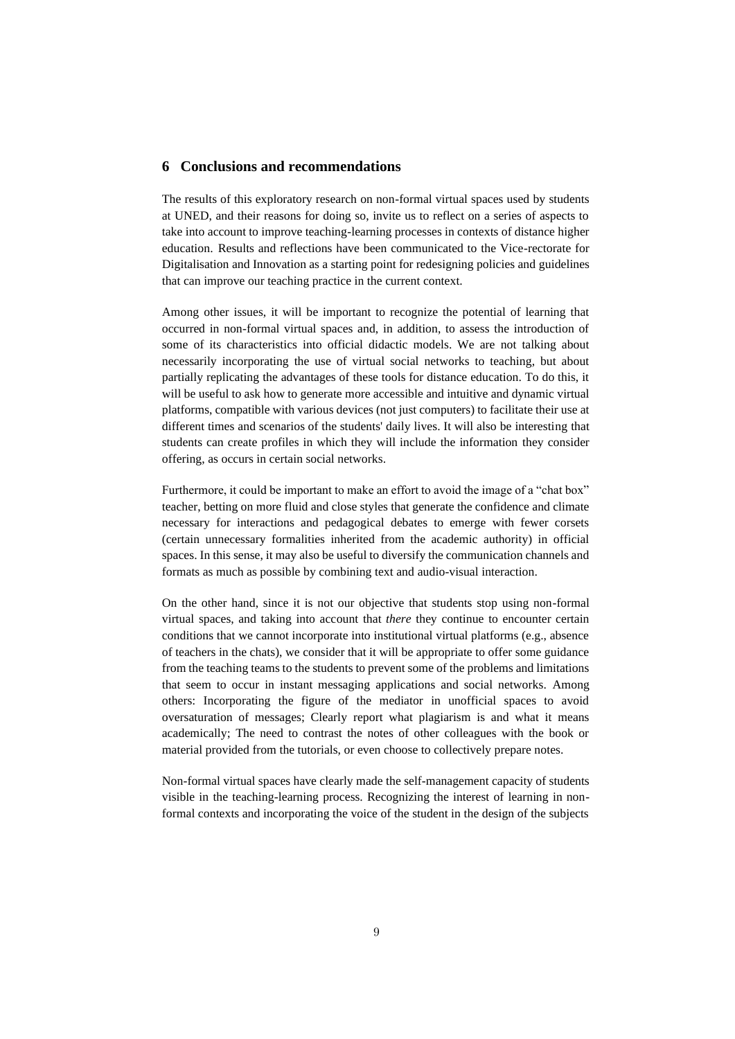## 6 Conclusions and recommendations

The results of this exploratory research on non-formal virtual spaces used by students at UNED, and their reasons for doing so, invite us to reflect on a series of aspects to take into account to improve teaching-learning processes in contexts of distance higher education. Results and reflections have been communicated to the Vice-rectorate for Digitalisation and Innovation as a starting point for redesigning policies and guidelines that can improve our teaching practice in the current context.

Among other issues, it will be important to recognize the potential of learning that occurred in non-formal virtual spaces and, in addition, to assess the introduction of some of its characteristics into official didactic models. We are not talking about necessarily incorporating the use of virtual social networks to teaching, but about partially replicating the advantages of these tools for distance education. To do this, it will be useful to ask how to generate more accessible and intuitive and dynamic virtual platforms, compatible with various devices (not just computers) to facilitate their use at different times and scenarios of the students' daily lives. It will also be interesting that students can create profiles in which they will include the information they consider offering, as occurs in certain social networks.

Furthermore, it could be important to make an effort to avoid the image of a "chat box" teacher, betting on more fluid and close styles that generate the confidence and climate necessary for interactions and pedagogical debates to emerge with fewer corsets (certain unnecessary formalities inherited from the academic authority) in official spaces. In this sense, it may also be useful to diversify the communication channels and formats as much as possible by combining text and audio-visual interaction.

On the other hand, since it is not our objective that students stop using non-formal virtual spaces, and taking into account that *there* they continue to encounter certain conditions that we cannot incorporate into institutional virtual platforms (e.g., absence of teachers in the chats), we consider that it will be appropriate to offer some guidance from the teaching teams to the students to prevent some of the problems and limitations that seem to occur in instant messaging applications and social networks. Among others: Incorporating the figure of the mediator in unofficial spaces to avoid oversaturation of messages; Clearly report what plagiarism is and what it means academically; The need to contrast the notes of other colleagues with the book or material provided from the tutorials, or even choose to collectively prepare notes.

Non-formal virtual spaces have clearly made the self-management capacity of students visible in the teaching-learning process. Recognizing the interest of learning in non-formal contexts and incorporating the voice of the student in the design of the subjects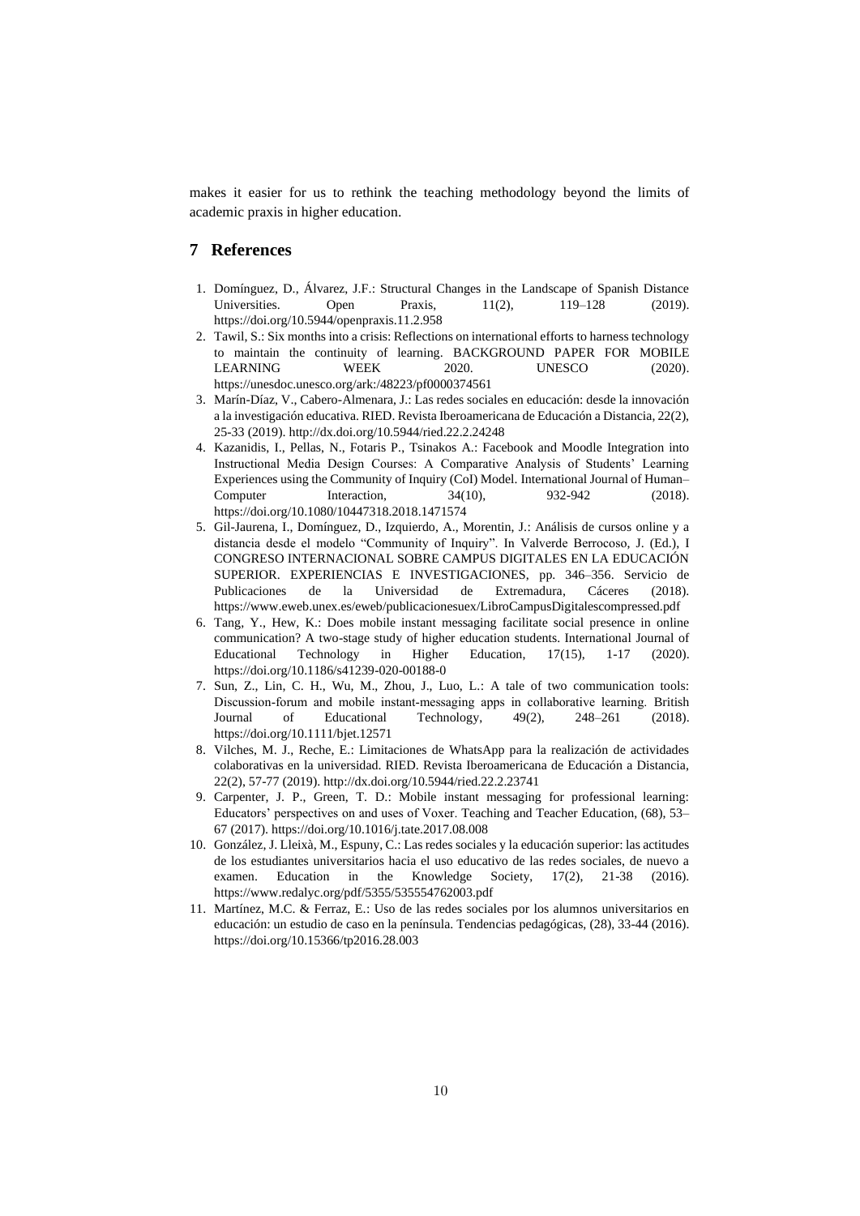makes it easier for us to rethink the teaching methodology beyond the limits of academic praxis in higher education.

## 7 References

1. Domínguez, D., Álvarez, J.F.: Structural Changes in the Landscape of Spanish Distance Universities. Open Praxis, 11(2), 119–128 (2019). https://doi.org/10.5944/openpraxis.11.2.958
2. Tawil, S.: Six months into a crisis: Reflections on international efforts to harness technology to maintain the continuity of learning. BACKGROUND PAPER FOR MOBILE LEARNING WEEK 2020. UNESCO (2020). https://unesdoc.unesco.org/ark:/48223/pf0000374561
3. Marín-Díaz, V., Cabero-Almenara, J.: Las redes sociales en educación: desde la innovación a la investigación educativa. RIED. Revista Iberoamericana de Educación a Distancia, 22(2), 25-33 (2019). http://dx.doi.org/10.5944/ried.22.2.24248
4. Kazanidis, I., Pellas, N., Fotaris P., Tsinakos A.: Facebook and Moodle Integration into Instructional Media Design Courses: A Comparative Analysis of Students' Learning Experiences using the Community of Inquiry (CoI) Model. International Journal of Human–Computer Interaction, 34(10), 932-942 (2018). https://doi.org/10.1080/10447318.2018.1471574
5. Gil-Jaurena, I., Domínguez, D., Izquierdo, A., Morentin, J.: Análisis de cursos online y a distancia desde el modelo "Community of Inquiry". In Valverde Berrocoso, J. (Ed.), I CONGRESO INTERNACIONAL SOBRE CAMPUS DIGITALES EN LA EDUCACIÓN SUPERIOR. EXPERIENCIAS E INVESTIGACIONES, pp. 346–356. Servicio de Publicaciones de la Universidad de Extremadura, Cáceres (2018). https://www.eweb.unex.es/eweb/publicacionesuex/LibroCampusDigitalescompressed.pdf
6. Tang, Y., Hew, K.: Does mobile instant messaging facilitate social presence in online communication? A two-stage study of higher education students. International Journal of Educational Technology in Higher Education, 17(15), 1-17 (2020). https://doi.org/10.1186/s41239-020-00188-0
7. Sun, Z., Lin, C. H., Wu, M., Zhou, J., Luo, L.: A tale of two communication tools: Discussion-forum and mobile instant-messaging apps in collaborative learning. British Journal of Educational Technology, 49(2), 248–261 (2018). https://doi.org/10.1111/bjet.12571
8. Vilches, M. J., Reche, E.: Limitaciones de WhatsApp para la realización de actividades colaborativas en la universidad. RIED. Revista Iberoamericana de Educación a Distancia, 22(2), 57-77 (2019). http://dx.doi.org/10.5944/ried.22.2.23741
9. Carpenter, J. P., Green, T. D.: Mobile instant messaging for professional learning: Educators' perspectives on and uses of Voxer. Teaching and Teacher Education, (68), 53–67 (2017). https://doi.org/10.1016/j.tate.2017.08.008
10. González, J. Lleixà, M., Espuny, C.: Las redes sociales y la educación superior: las actitudes de los estudiantes universitarios hacia el uso educativo de las redes sociales, de nuevo a examen. Education in the Knowledge Society, 17(2), 21-38 (2016). https://www.redalyc.org/pdf/5355/535554762003.pdf
11. Martínez, M.C. & Ferraz, E.: Uso de las redes sociales por los alumnos universitarios en educación: un estudio de caso en la península. Tendencias pedagógicas, (28), 33-44 (2016). https://doi.org/10.15366/tp2016.28.003